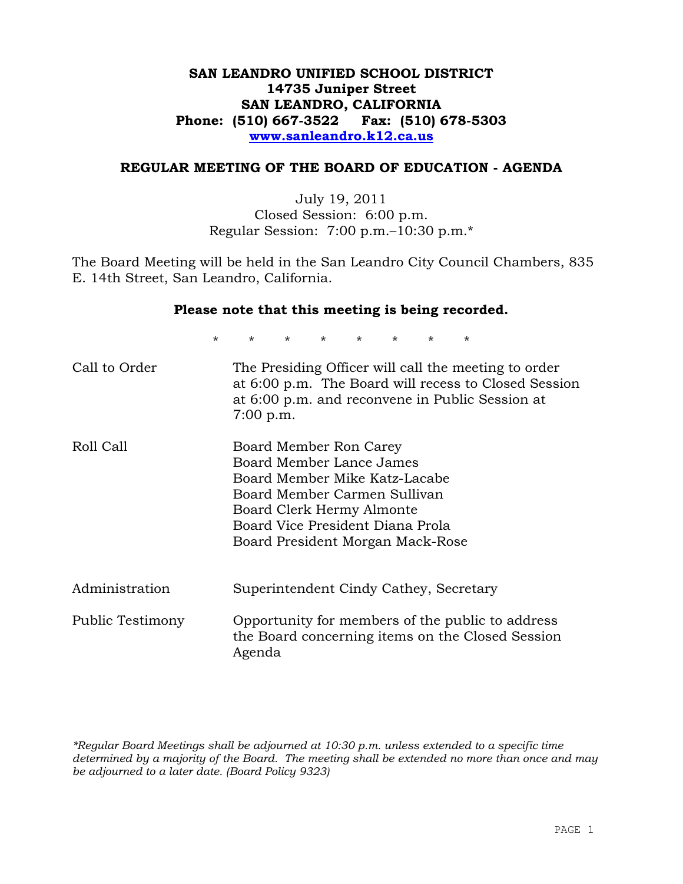# SAN LEANDRO UNIFIED SCHOOL DISTRICT
**14735 Juniper Street**
**SAN LEANDRO, CALIFORNIA**
**Phone: (510) 667-3522    Fax: (510) 678-5303**
**[www.sanleandro.k12.ca.us](http://www.sanleandro.k12.ca.us)**

## REGULAR MEETING OF THE BOARD OF EDUCATION - AGENDA

July 19, 2011
Closed Session: 6:00 p.m.
Regular Session: 7:00 p.m.–10:30 p.m.*

The Board Meeting will be held in the San Leandro City Council Chambers, 835 E. 14th Street, San Leandro, California.

**Please note that this meeting is being recorded.**

\* \* \* \* \* \* \* \*

| | |
|---|---|
| Call to Order | The Presiding Officer will call the meeting to order at 6:00 p.m. The Board will recess to Closed Session at 6:00 p.m. and reconvene in Public Session at 7:00 p.m. |
| Roll Call | Board Member Ron Carey<br>Board Member Lance James<br>Board Member Mike Katz-Lacabe<br>Board Member Carmen Sullivan<br>Board Clerk Hermy Almonte<br>Board Vice President Diana Prola<br>Board President Morgan Mack-Rose |
| Administration | Superintendent Cindy Cathey, Secretary |
| Public Testimony | Opportunity for members of the public to address the Board concerning items on the Closed Session Agenda |

*\*Regular Board Meetings shall be adjourned at 10:30 p.m. unless extended to a specific time determined by a majority of the Board. The meeting shall be extended no more than once and may be adjourned to a later date. (Board Policy 9323)*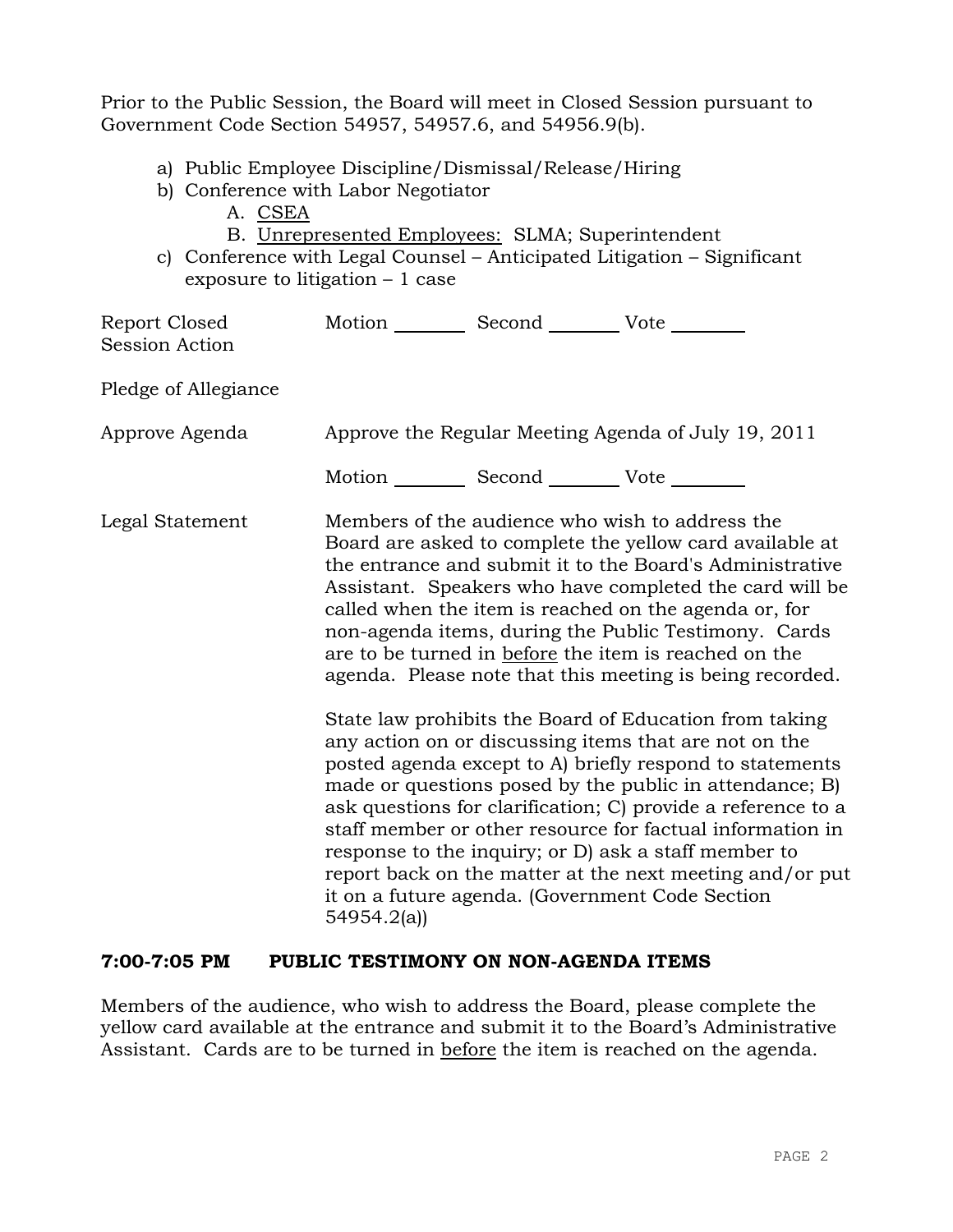Prior to the Public Session, the Board will meet in Closed Session pursuant to Government Code Section 54957, 54957.6, and 54956.9(b).

a) Public Employee Discipline/Dismissal/Release/Hiring
b) Conference with Labor Negotiator
    A. <u>CSEA</u>
    B. <u>Unrepresented Employees:</u> SLMA; Superintendent
c) Conference with Legal Counsel – Anticipated Litigation – Significant exposure to litigation – 1 case

Report Closed Session Action — Motion ________ Second ________ Vote ________

Pledge of Allegiance

Approve Agenda — Approve the Regular Meeting Agenda of July 19, 2011

Motion ________ Second ________ Vote ________

Legal Statement — Members of the audience who wish to address the Board are asked to complete the yellow card available at the entrance and submit it to the Board's Administrative Assistant. Speakers who have completed the card will be called when the item is reached on the agenda or, for non-agenda items, during the Public Testimony. Cards are to be turned in <u>before</u> the item is reached on the agenda. Please note that this meeting is being recorded.

State law prohibits the Board of Education from taking any action on or discussing items that are not on the posted agenda except to A) briefly respond to statements made or questions posed by the public in attendance; B) ask questions for clarification; C) provide a reference to a staff member or other resource for factual information in response to the inquiry; or D) ask a staff member to report back on the matter at the next meeting and/or put it on a future agenda. (Government Code Section 54954.2(a))

## 7:00-7:05 PM PUBLIC TESTIMONY ON NON-AGENDA ITEMS

Members of the audience, who wish to address the Board, please complete the yellow card available at the entrance and submit it to the Board's Administrative Assistant. Cards are to be turned in <u>before</u> the item is reached on the agenda.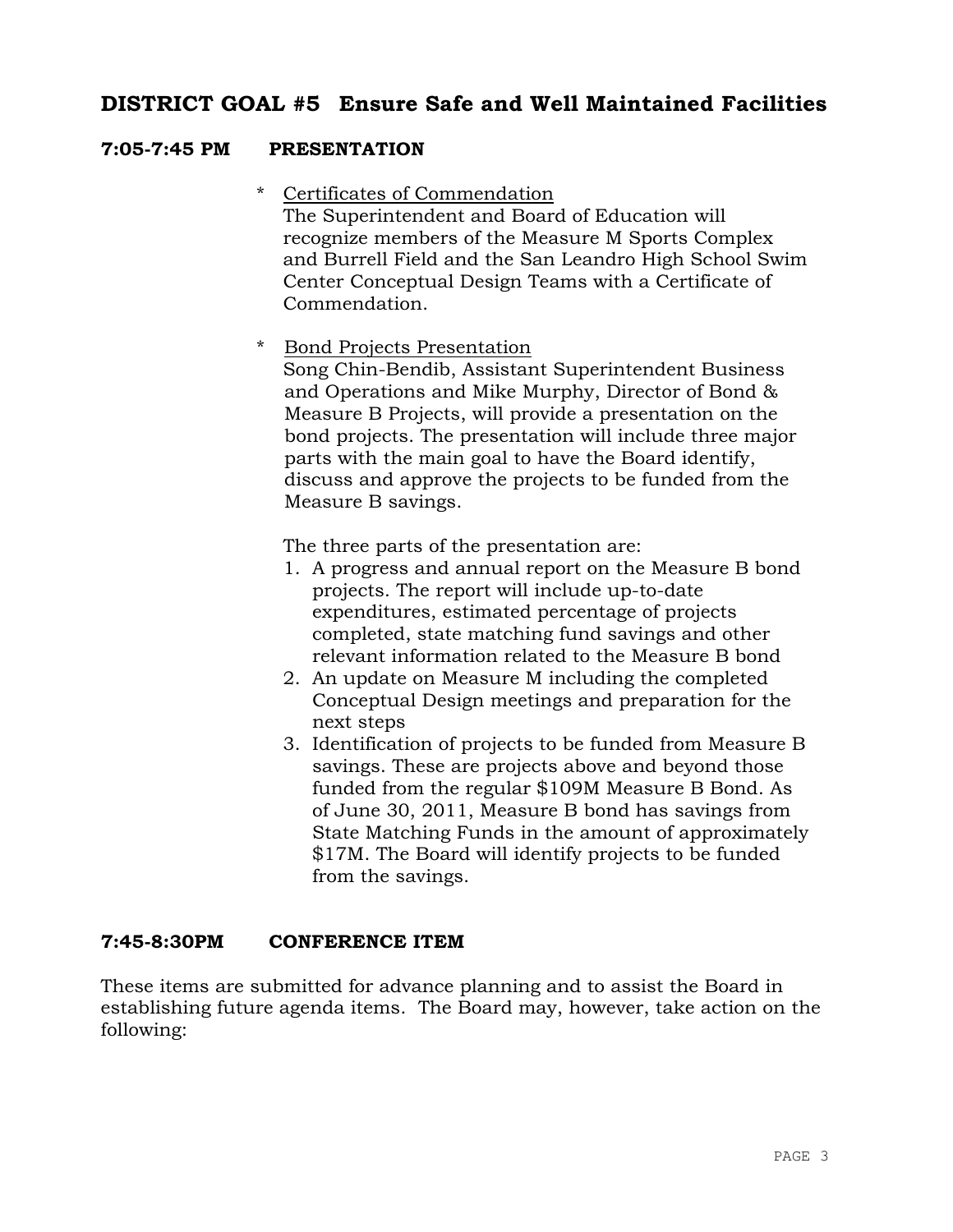## DISTRICT GOAL #5 Ensure Safe and Well Maintained Facilities

**7:05-7:45 PM PRESENTATION**

* Certificates of Commendation
  The Superintendent and Board of Education will recognize members of the Measure M Sports Complex and Burrell Field and the San Leandro High School Swim Center Conceptual Design Teams with a Certificate of Commendation.

* Bond Projects Presentation
  Song Chin-Bendib, Assistant Superintendent Business and Operations and Mike Murphy, Director of Bond & Measure B Projects, will provide a presentation on the bond projects. The presentation will include three major parts with the main goal to have the Board identify, discuss and approve the projects to be funded from the Measure B savings.

  The three parts of the presentation are:

  1. A progress and annual report on the Measure B bond projects. The report will include up-to-date expenditures, estimated percentage of projects completed, state matching fund savings and other relevant information related to the Measure B bond
  2. An update on Measure M including the completed Conceptual Design meetings and preparation for the next steps
  3. Identification of projects to be funded from Measure B savings. These are projects above and beyond those funded from the regular $109M Measure B Bond. As of June 30, 2011, Measure B bond has savings from State Matching Funds in the amount of approximately $17M. The Board will identify projects to be funded from the savings.

**7:45-8:30PM CONFERENCE ITEM**

These items are submitted for advance planning and to assist the Board in establishing future agenda items. The Board may, however, take action on the following: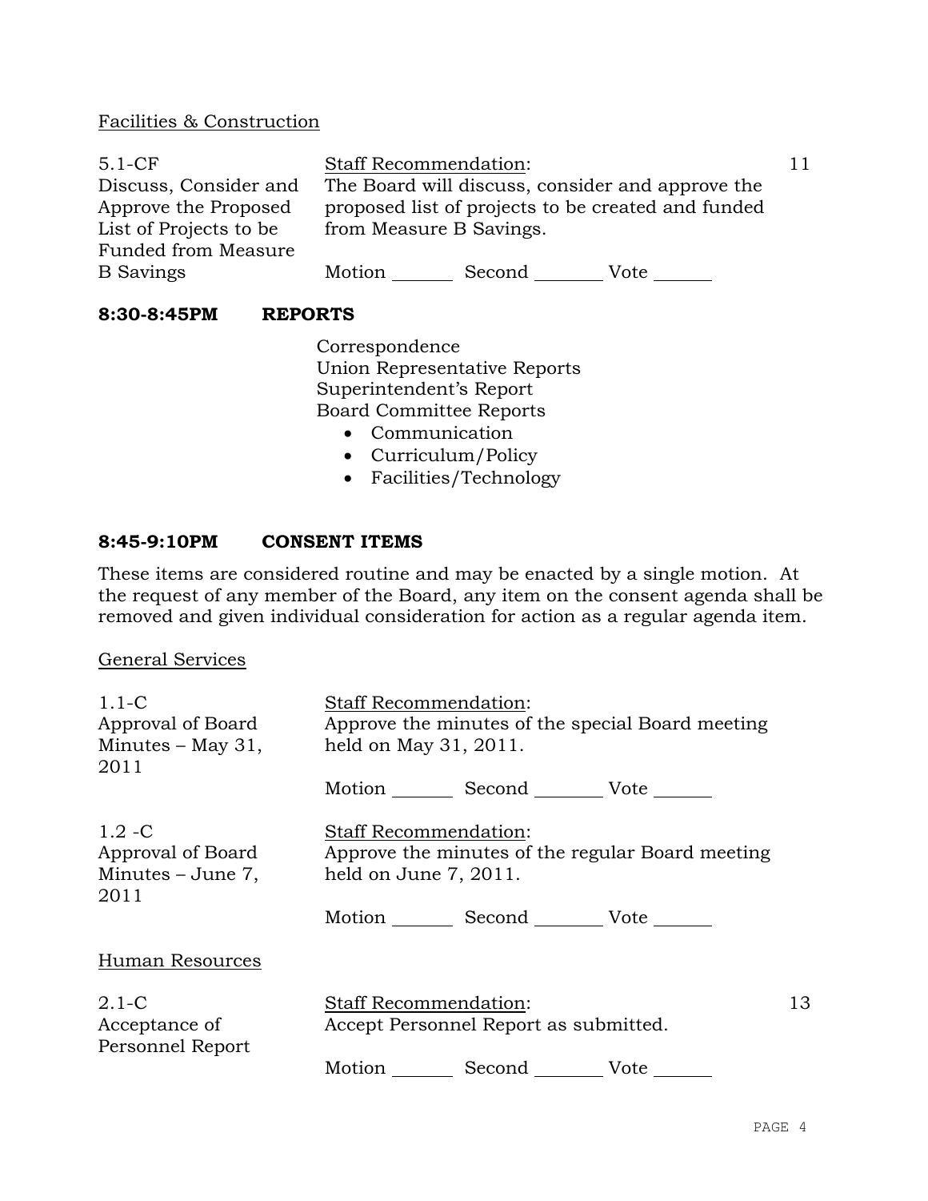Facilities & Construction

| | | |
|---|---|---|
| 5.1-CF<br>Discuss, Consider and Approve the Proposed List of Projects to be Funded from Measure B Savings | Staff Recommendation:<br>The Board will discuss, consider and approve the proposed list of projects to be created and funded from Measure B Savings.<br><br>Motion _______ Second _______ Vote _______ | 11 |

**8:30-8:45PM REPORTS**

Correspondence
Union Representative Reports
Superintendent's Report
Board Committee Reports

- Communication
- Curriculum/Policy
- Facilities/Technology

**8:45-9:10PM CONSENT ITEMS**

These items are considered routine and may be enacted by a single motion. At the request of any member of the Board, any item on the consent agenda shall be removed and given individual consideration for action as a regular agenda item.

General Services

| | | |
|---|---|---|
| 1.1-C<br>Approval of Board Minutes – May 31, 2011 | Staff Recommendation:<br>Approve the minutes of the special Board meeting held on May 31, 2011.<br><br>Motion _______ Second _______ Vote _______ | |
| 1.2 -C<br>Approval of Board Minutes – June 7, 2011 | Staff Recommendation:<br>Approve the minutes of the regular Board meeting held on June 7, 2011.<br><br>Motion _______ Second _______ Vote _______ | |

Human Resources

| | | |
|---|---|---|
| 2.1-C<br>Acceptance of Personnel Report | Staff Recommendation:<br>Accept Personnel Report as submitted.<br><br>Motion _______ Second _______ Vote _______ | 13 |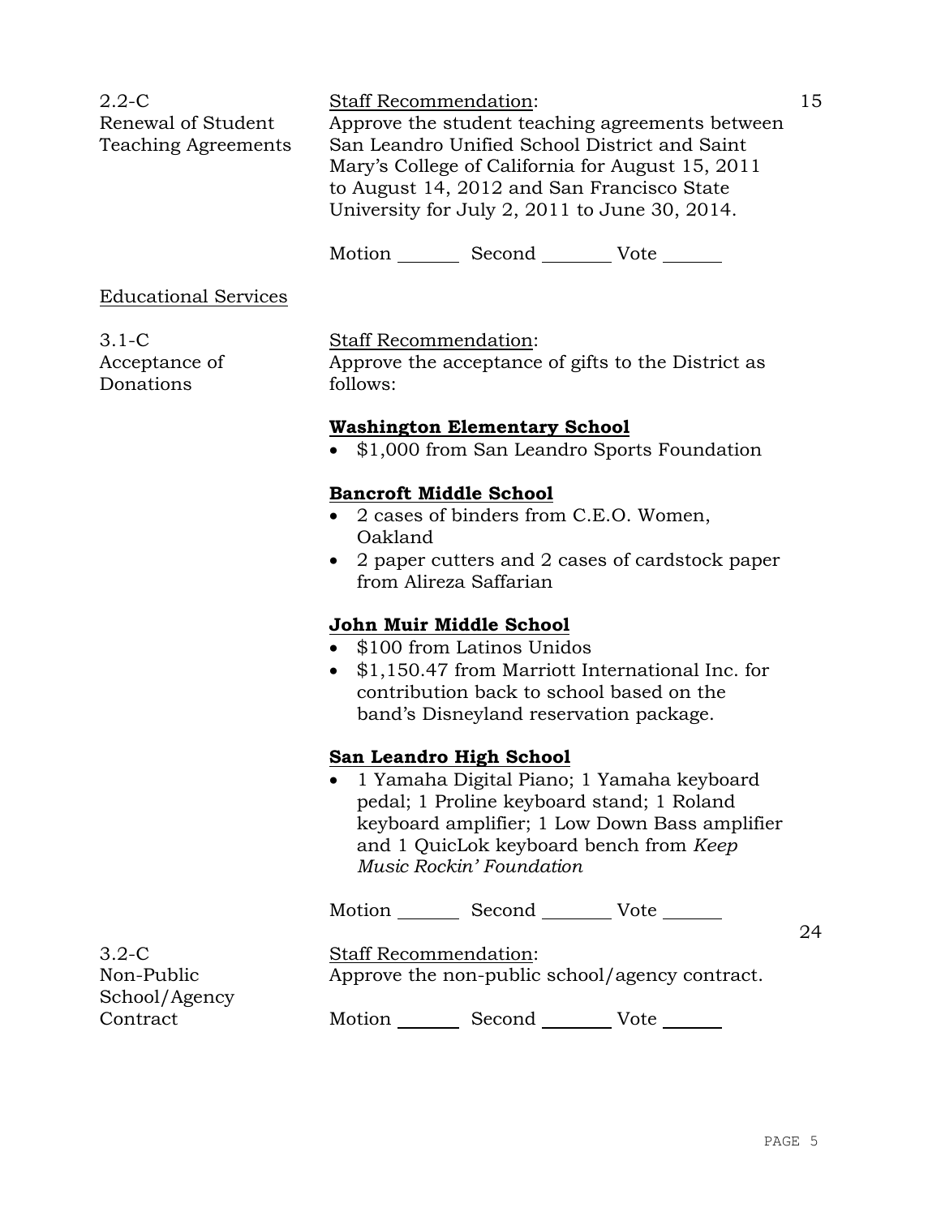2.2-C
Renewal of Student Teaching Agreements

Staff Recommendation:
Approve the student teaching agreements between San Leandro Unified School District and Saint Mary's College of California for August 15, 2011 to August 14, 2012 and San Francisco State University for July 2, 2011 to June 30, 2014.

15

Motion _______ Second ________ Vote ______

Educational Services

3.1-C
Acceptance of Donations

Staff Recommendation:
Approve the acceptance of gifts to the District as follows:

**Washington Elementary School**

- $1,000 from San Leandro Sports Foundation

**Bancroft Middle School**

- 2 cases of binders from C.E.O. Women, Oakland
- 2 paper cutters and 2 cases of cardstock paper from Alireza Saffarian

**John Muir Middle School**

- $100 from Latinos Unidos
- $1,150.47 from Marriott International Inc. for contribution back to school based on the band's Disneyland reservation package.

**San Leandro High School**

- 1 Yamaha Digital Piano; 1 Yamaha keyboard pedal; 1 Proline keyboard stand; 1 Roland keyboard amplifier; 1 Low Down Bass amplifier and 1 QuicLok keyboard bench from *Keep Music Rockin' Foundation*

Motion _______ Second ________ Vote ______

24

3.2-C
Non-Public School/Agency Contract

Staff Recommendation:
Approve the non-public school/agency contract.

Motion _______ Second ________ Vote ______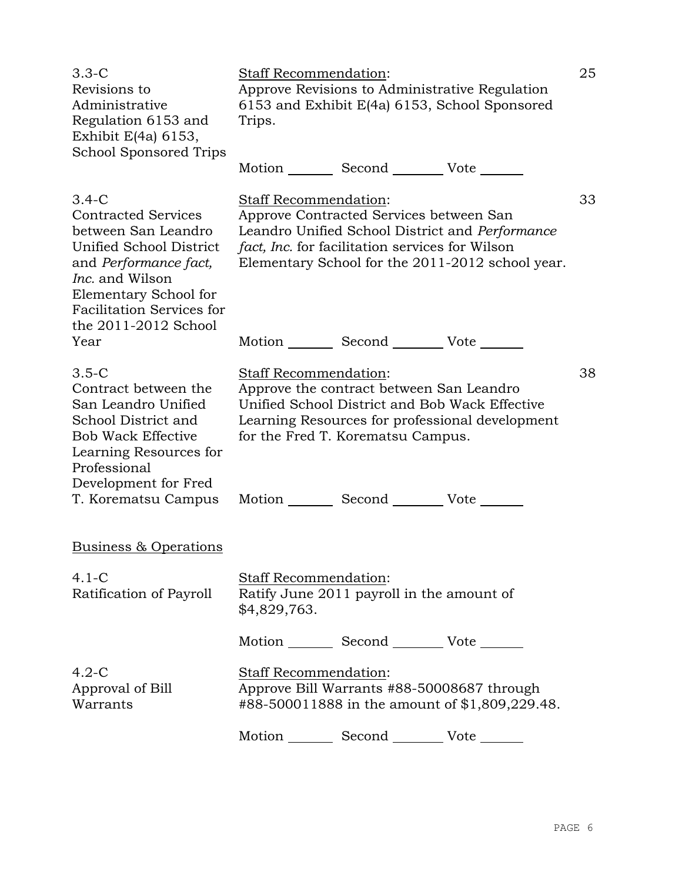| | | |
|---|---|---|
| 3.3-C<br>Revisions to Administrative Regulation 6153 and Exhibit E(4a) 6153, School Sponsored Trips | Staff Recommendation:<br>Approve Revisions to Administrative Regulation 6153 and Exhibit E(4a) 6153, School Sponsored Trips.<br><br>Motion _______ Second _______ Vote ______ | 25 |
| 3.4-C<br>Contracted Services between San Leandro Unified School District and *Performance fact, Inc.* and Wilson Elementary School for Facilitation Services for the 2011-2012 School Year | Staff Recommendation:<br>Approve Contracted Services between San Leandro Unified School District and *Performance fact, Inc.* for facilitation services for Wilson Elementary School for the 2011-2012 school year.<br><br>Motion _______ Second _______ Vote ______ | 33 |
| 3.5-C<br>Contract between the San Leandro Unified School District and Bob Wack Effective Learning Resources for Professional Development for Fred T. Korematsu Campus | Staff Recommendation:<br>Approve the contract between San Leandro Unified School District and Bob Wack Effective Learning Resources for professional development for the Fred T. Korematsu Campus.<br><br>Motion _______ Second _______ Vote ______ | 38 |

Business & Operations

| | | |
|---|---|---|
| 4.1-C<br>Ratification of Payroll | Staff Recommendation:<br>Ratify June 2011 payroll in the amount of $4,829,763.<br><br>Motion _______ Second _______ Vote ______ | |
| 4.2-C<br>Approval of Bill Warrants | Staff Recommendation:<br>Approve Bill Warrants #88-50008687 through #88-500011888 in the amount of $1,809,229.48.<br><br>Motion _______ Second _______ Vote ______ | |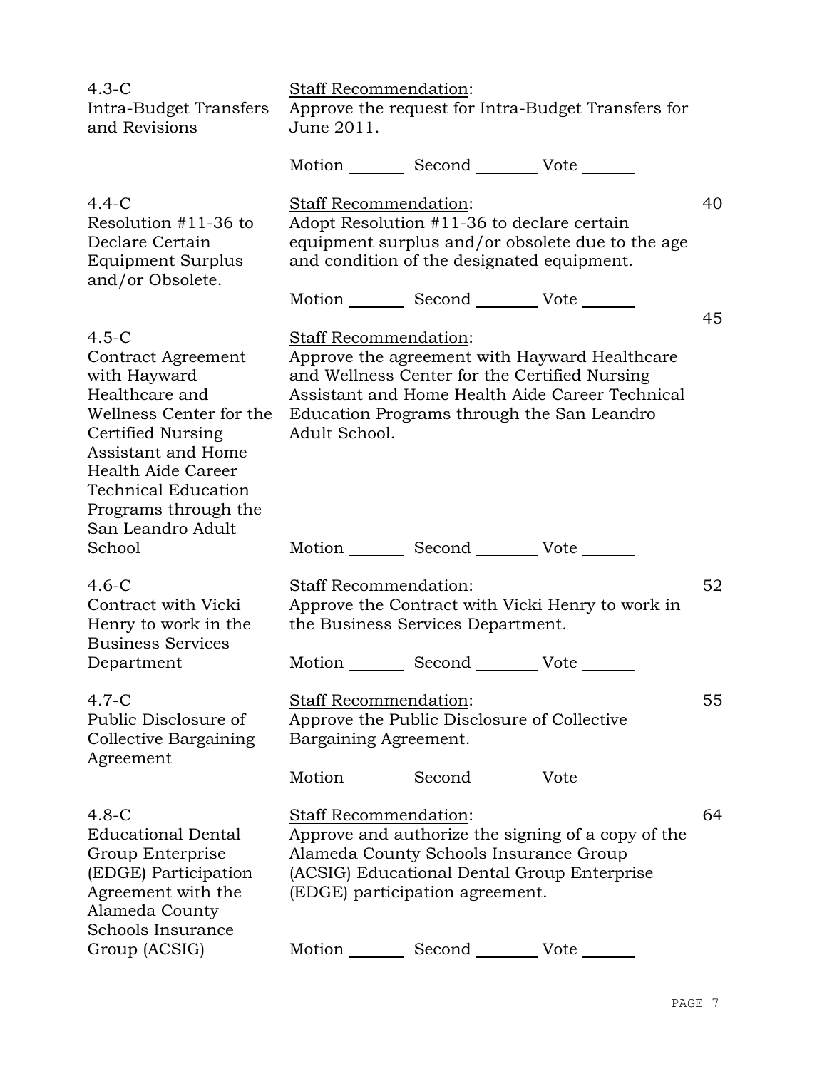**4.3-C**
**Intra-Budget Transfers and Revisions**

Staff Recommendation:
Approve the request for Intra-Budget Transfers for June 2011.

Motion _______ Second _______ Vote _______

**4.4-C**
**Resolution #11-36 to Declare Certain Equipment Surplus and/or Obsolete.**

40

Staff Recommendation:
Adopt Resolution #11-36 to declare certain equipment surplus and/or obsolete due to the age and condition of the designated equipment.

Motion _______ Second _______ Vote _______

**4.5-C**
**Contract Agreement with Hayward Healthcare and Wellness Center for the Certified Nursing Assistant and Home Health Aide Career Technical Education Programs through the San Leandro Adult School**

45

Staff Recommendation:
Approve the agreement with Hayward Healthcare and Wellness Center for the Certified Nursing Assistant and Home Health Aide Career Technical Education Programs through the San Leandro Adult School.

Motion _______ Second _______ Vote _______

**4.6-C**
**Contract with Vicki Henry to work in the Business Services Department**

52

Staff Recommendation:
Approve the Contract with Vicki Henry to work in the Business Services Department.

Motion _______ Second _______ Vote _______

**4.7-C**
**Public Disclosure of Collective Bargaining Agreement**

55

Staff Recommendation:
Approve the Public Disclosure of Collective Bargaining Agreement.

Motion _______ Second _______ Vote _______

**4.8-C**
**Educational Dental Group Enterprise (EDGE) Participation Agreement with the Alameda County Schools Insurance Group (ACSIG)**

64

Staff Recommendation:
Approve and authorize the signing of a copy of the Alameda County Schools Insurance Group (ACSIG) Educational Dental Group Enterprise (EDGE) participation agreement.

Motion _______ Second _______ Vote _______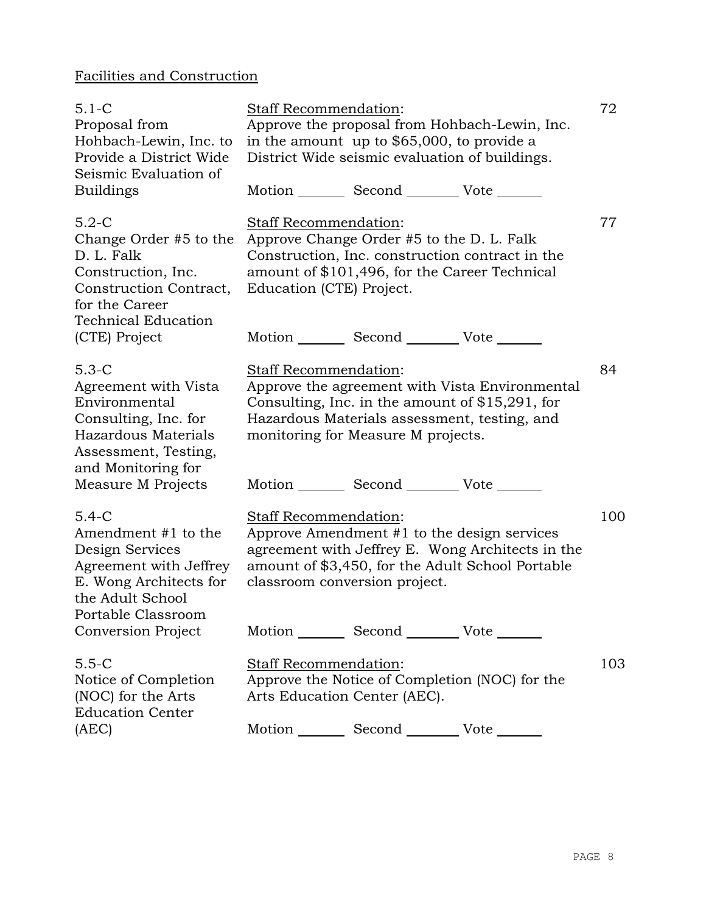Facilities and Construction

| Item | Staff Recommendation | Page |
|---|---|---|
| 5.1-C Proposal from Hohbach-Lewin, Inc. to Provide a District Wide Seismic Evaluation of Buildings | Staff Recommendation: Approve the proposal from Hohbach-Lewin, Inc. in the amount up to $65,000, to provide a District Wide seismic evaluation of buildings. Motion _______ Second _______ Vote _______ | 72 |
| 5.2-C Change Order #5 to the D. L. Falk Construction, Inc. Construction Contract, for the Career Technical Education (CTE) Project | Staff Recommendation: Approve Change Order #5 to the D. L. Falk Construction, Inc. construction contract in the amount of $101,496, for the Career Technical Education (CTE) Project. Motion _______ Second _______ Vote _______ | 77 |
| 5.3-C Agreement with Vista Environmental Consulting, Inc. for Hazardous Materials Assessment, Testing, and Monitoring for Measure M Projects | Staff Recommendation: Approve the agreement with Vista Environmental Consulting, Inc. in the amount of $15,291, for Hazardous Materials assessment, testing, and monitoring for Measure M projects. Motion _______ Second _______ Vote _______ | 84 |
| 5.4-C Amendment #1 to the Design Services Agreement with Jeffrey E. Wong Architects for the Adult School Portable Classroom Conversion Project | Staff Recommendation: Approve Amendment #1 to the design services agreement with Jeffrey E. Wong Architects in the amount of $3,450, for the Adult School Portable classroom conversion project. Motion _______ Second _______ Vote _______ | 100 |
| 5.5-C Notice of Completion (NOC) for the Arts Education Center (AEC) | Staff Recommendation: Approve the Notice of Completion (NOC) for the Arts Education Center (AEC). Motion _______ Second _______ Vote _______ | 103 |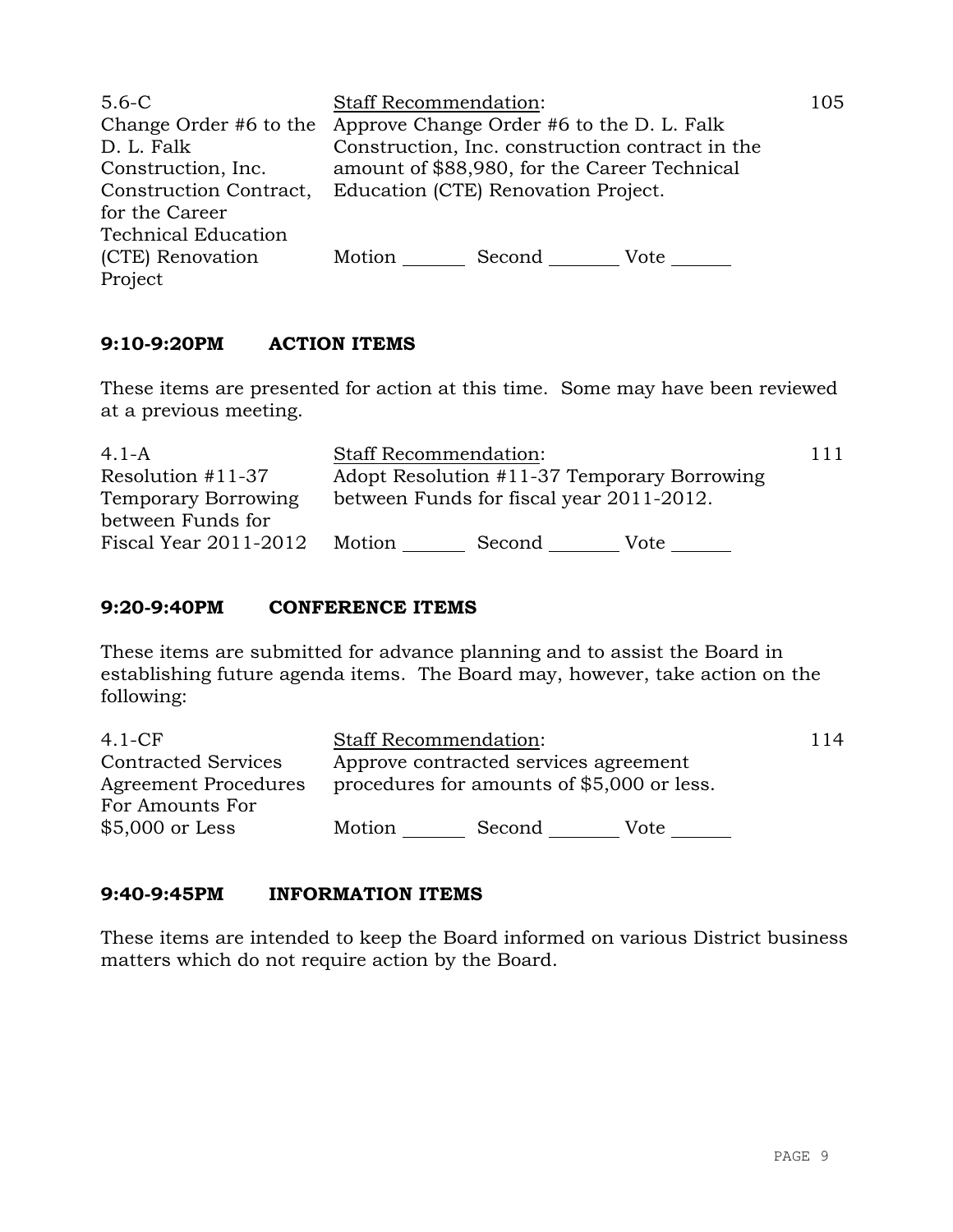| | | |
|---|---|---|
| 5.6-C<br>Change Order #6 to the D. L. Falk Construction, Inc. Construction Contract, for the Career Technical Education (CTE) Renovation Project | Staff Recommendation:<br>Approve Change Order #6 to the D. L. Falk Construction, Inc. construction contract in the amount of $88,980, for the Career Technical Education (CTE) Renovation Project.<br><br>Motion _______ Second ________ Vote ______ | 105 |

## 9:10-9:20PM ACTION ITEMS

These items are presented for action at this time. Some may have been reviewed at a previous meeting.

| | | |
|---|---|---|
| 4.1-A<br>Resolution #11-37 Temporary Borrowing between Funds for Fiscal Year 2011-2012 | Staff Recommendation:<br>Adopt Resolution #11-37 Temporary Borrowing between Funds for fiscal year 2011-2012.<br><br>Motion _______ Second ________ Vote ______ | 111 |

## 9:20-9:40PM CONFERENCE ITEMS

These items are submitted for advance planning and to assist the Board in establishing future agenda items. The Board may, however, take action on the following:

| | | |
|---|---|---|
| 4.1-CF<br>Contracted Services Agreement Procedures For Amounts For $5,000 or Less | Staff Recommendation:<br>Approve contracted services agreement procedures for amounts of $5,000 or less.<br><br>Motion _______ Second ________ Vote ______ | 114 |

## 9:40-9:45PM INFORMATION ITEMS

These items are intended to keep the Board informed on various District business matters which do not require action by the Board.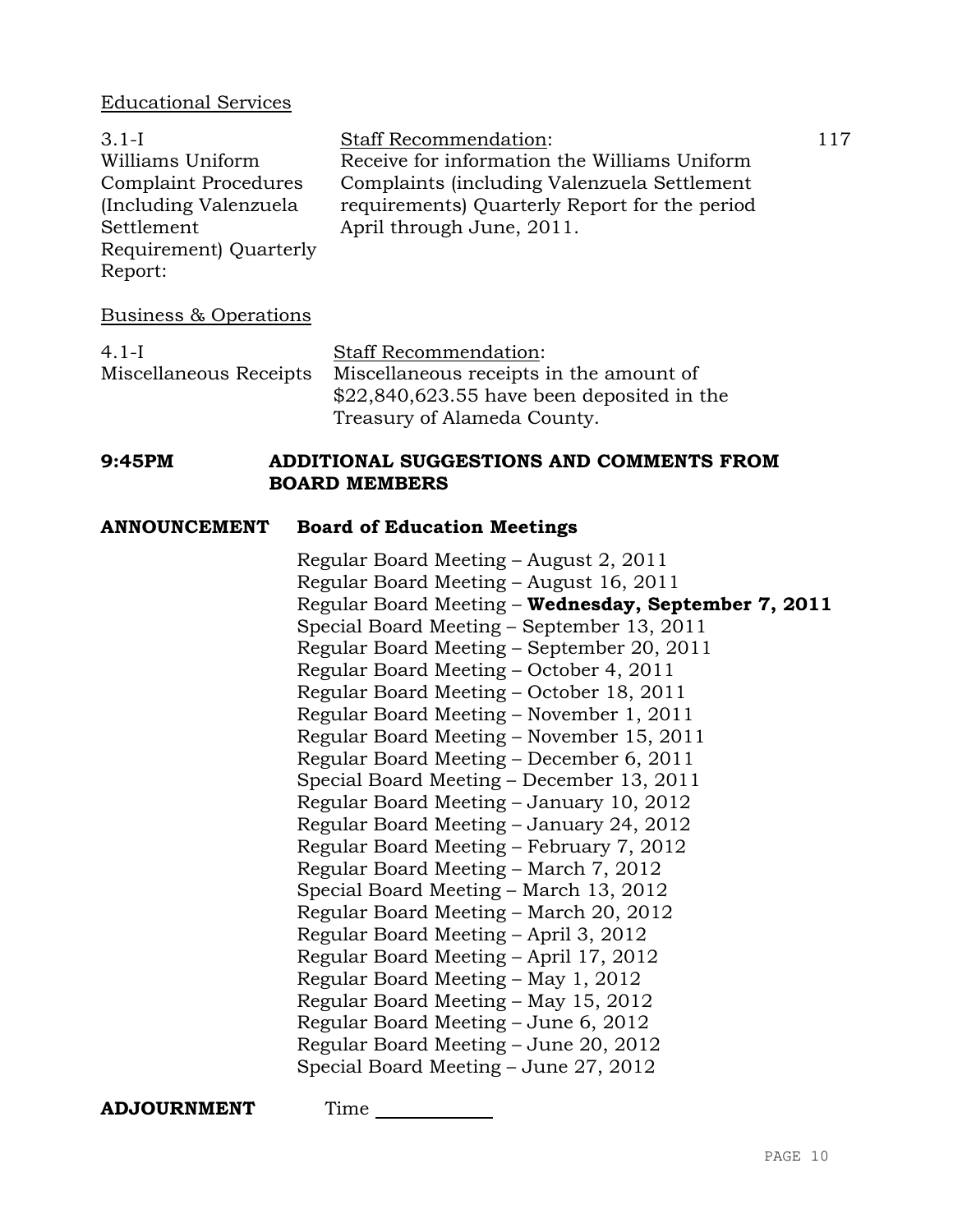Educational Services

| | | |
|---|---|---|
| 3.1-I Williams Uniform Complaint Procedures (Including Valenzuela Settlement Requirement) Quarterly Report: | Staff Recommendation: Receive for information the Williams Uniform Complaints (including Valenzuela Settlement requirements) Quarterly Report for the period April through June, 2011. | 117 |

Business & Operations

| | |
|---|---|
| 4.1-I Miscellaneous Receipts | Staff Recommendation: Miscellaneous receipts in the amount of $22,840,623.55 have been deposited in the Treasury of Alameda County. |

**9:45PM ADDITIONAL SUGGESTIONS AND COMMENTS FROM BOARD MEMBERS**

**ANNOUNCEMENT Board of Education Meetings**

Regular Board Meeting – August 2, 2011
Regular Board Meeting – August 16, 2011
Regular Board Meeting – **Wednesday, September 7, 2011**
Special Board Meeting – September 13, 2011
Regular Board Meeting – September 20, 2011
Regular Board Meeting – October 4, 2011
Regular Board Meeting – October 18, 2011
Regular Board Meeting – November 1, 2011
Regular Board Meeting – November 15, 2011
Regular Board Meeting – December 6, 2011
Special Board Meeting – December 13, 2011
Regular Board Meeting – January 10, 2012
Regular Board Meeting – January 24, 2012
Regular Board Meeting – February 7, 2012
Regular Board Meeting – March 7, 2012
Special Board Meeting – March 13, 2012
Regular Board Meeting – March 20, 2012
Regular Board Meeting – April 3, 2012
Regular Board Meeting – April 17, 2012
Regular Board Meeting – May 1, 2012
Regular Board Meeting – May 15, 2012
Regular Board Meeting – June 6, 2012
Regular Board Meeting – June 20, 2012
Special Board Meeting – June 27, 2012

**ADJOURNMENT** Time ____________